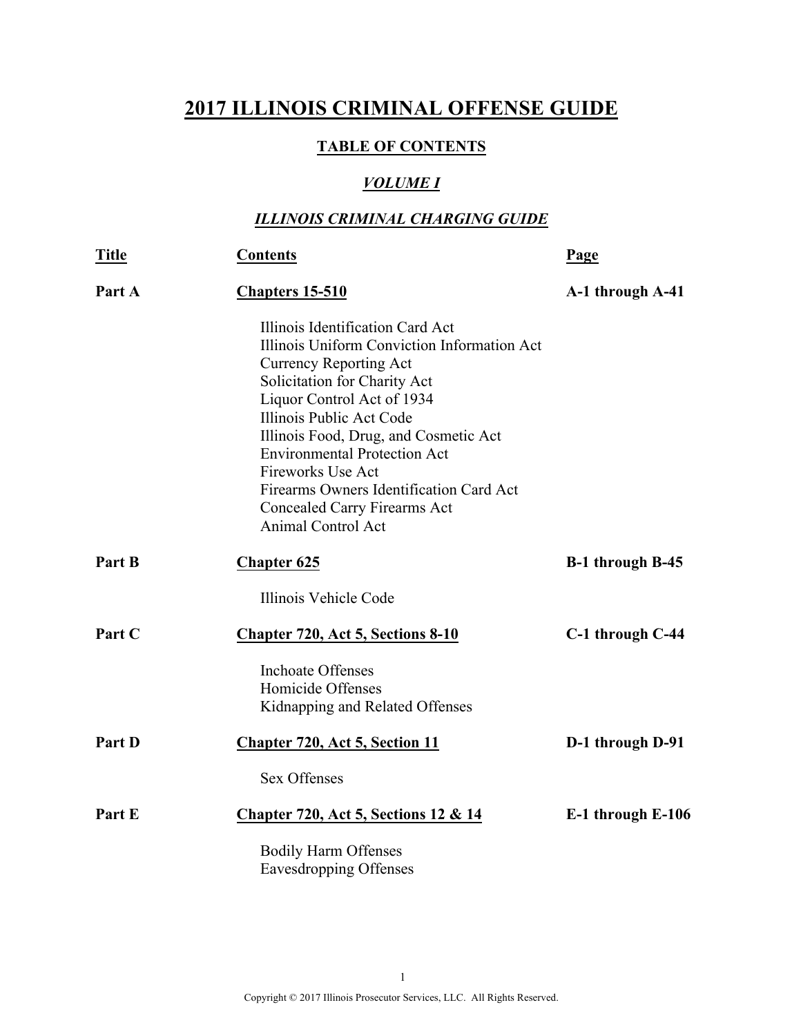# 2017 ILLINOIS CRIMINAL OFFENSE GUIDE

## TABLE OF CONTENTS

### *VOLUME I*

### *ILLINOIS CRIMINAL CHARGING GUIDE*

| Title | Contents | Page |
|---|---|---|
| **Part A** | **Chapters 15-510** | **A-1 through A-41** |
| | Illinois Identification Card Act<br>Illinois Uniform Conviction Information Act<br>Currency Reporting Act<br>Solicitation for Charity Act<br>Liquor Control Act of 1934<br>Illinois Public Act Code<br>Illinois Food, Drug, and Cosmetic Act<br>Environmental Protection Act<br>Fireworks Use Act<br>Firearms Owners Identification Card Act<br>Concealed Carry Firearms Act<br>Animal Control Act | |
| **Part B** | **Chapter 625** | **B-1 through B-45** |
| | Illinois Vehicle Code | |
| **Part C** | **Chapter 720, Act 5, Sections 8-10** | **C-1 through C-44** |
| | Inchoate Offenses<br>Homicide Offenses<br>Kidnapping and Related Offenses | |
| **Part D** | **Chapter 720, Act 5, Section 11** | **D-1 through D-91** |
| | Sex Offenses | |
| **Part E** | **Chapter 720, Act 5, Sections 12 & 14** | **E-1 through E-106** |
| | Bodily Harm Offenses<br>Eavesdropping Offenses | |

Copyright © 2017 Illinois Prosecutor Services, LLC. All Rights Reserved.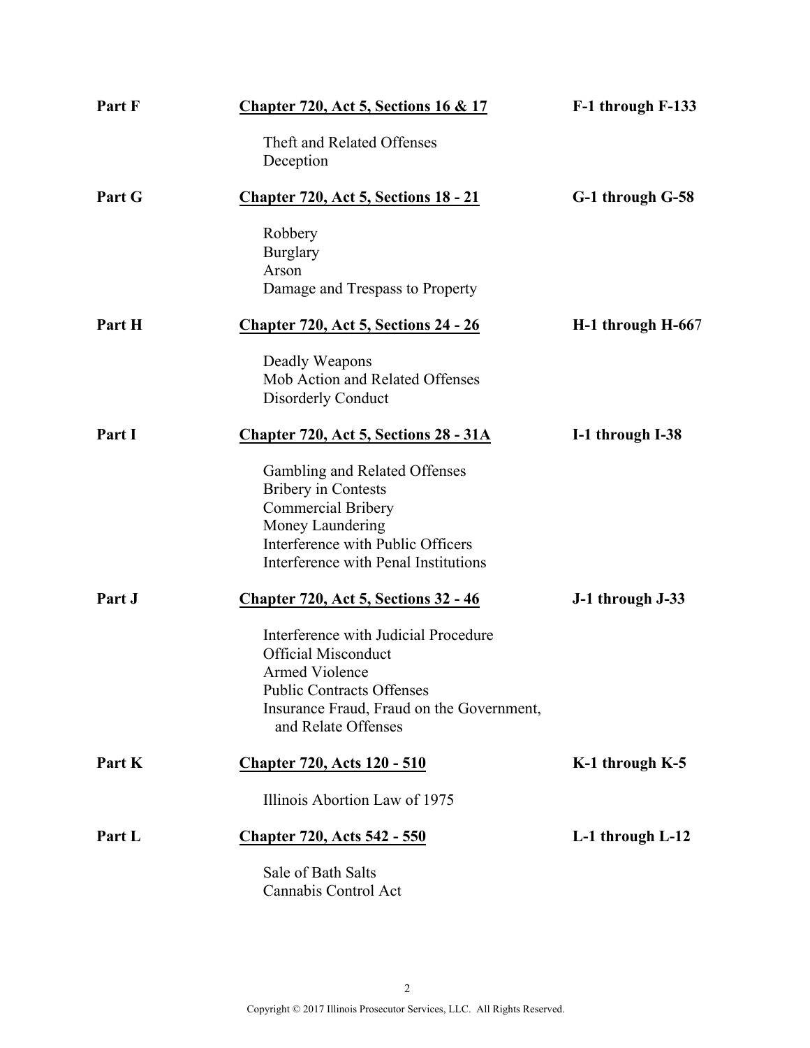| | | |
|---|---|---|
| **Part F** | **<u>Chapter 720, Act 5, Sections 16 & 17</u>** | **F-1 through F-133** |
| | Theft and Related Offenses<br>Deception | |
| **Part G** | **<u>Chapter 720, Act 5, Sections 18 - 21</u>** | **G-1 through G-58** |
| | Robbery<br>Burglary<br>Arson<br>Damage and Trespass to Property | |
| **Part H** | **<u>Chapter 720, Act 5, Sections 24 - 26</u>** | **H-1 through H-667** |
| | Deadly Weapons<br>Mob Action and Related Offenses<br>Disorderly Conduct | |
| **Part I** | **<u>Chapter 720, Act 5, Sections 28 - 31A</u>** | **I-1 through I-38** |
| | Gambling and Related Offenses<br>Bribery in Contests<br>Commercial Bribery<br>Money Laundering<br>Interference with Public Officers<br>Interference with Penal Institutions | |
| **Part J** | **<u>Chapter 720, Act 5, Sections 32 - 46</u>** | **J-1 through J-33** |
| | Interference with Judicial Procedure<br>Official Misconduct<br>Armed Violence<br>Public Contracts Offenses<br>Insurance Fraud, Fraud on the Government, and Relate Offenses | |
| **Part K** | **<u>Chapter 720, Acts 120 - 510</u>** | **K-1 through K-5** |
| | Illinois Abortion Law of 1975 | |
| **Part L** | **<u>Chapter 720, Acts 542 - 550</u>** | **L-1 through L-12** |
| | Sale of Bath Salts<br>Cannabis Control Act | |

Copyright © 2017 Illinois Prosecutor Services, LLC. All Rights Reserved.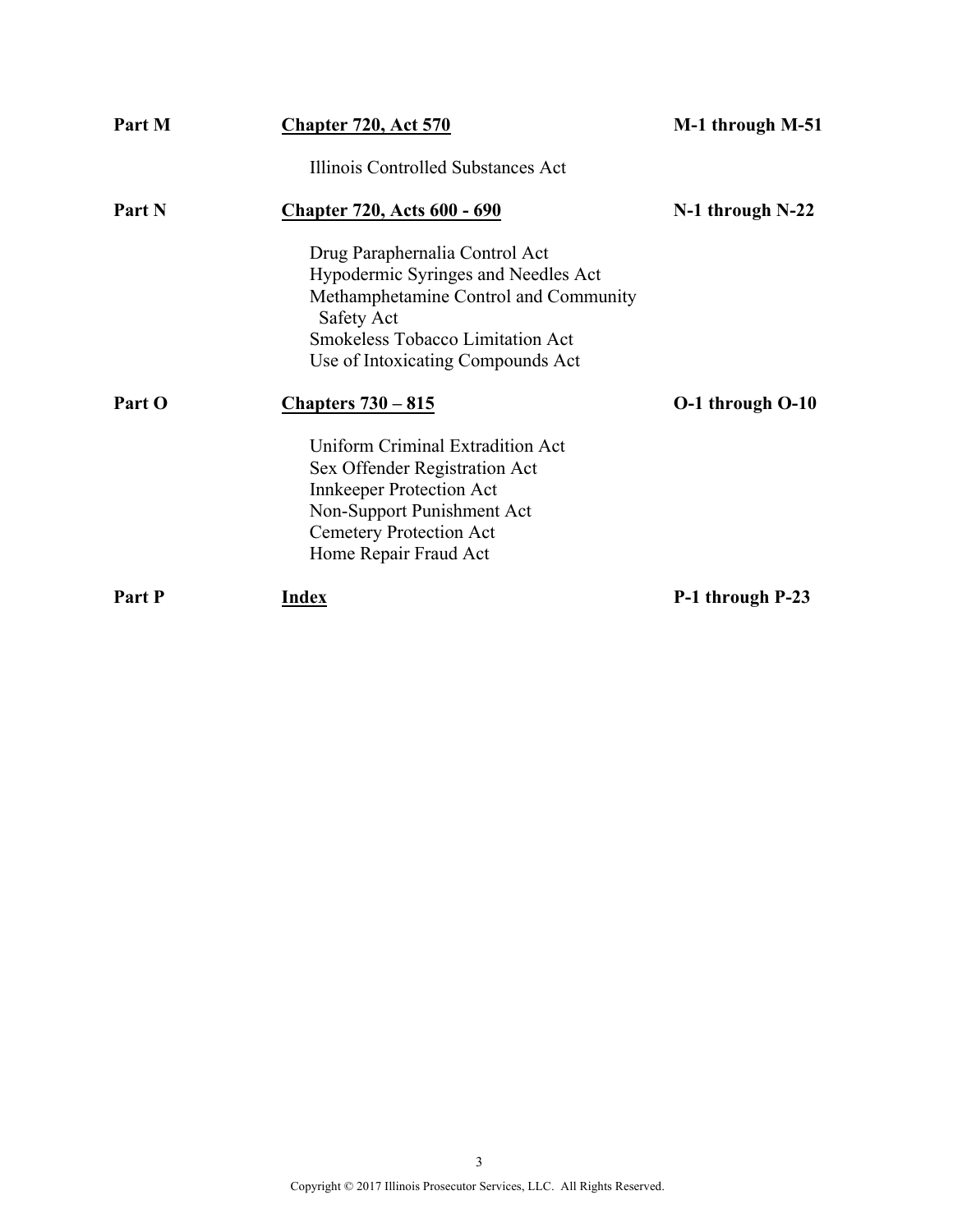| | | |
|---|---|---|
| **Part M** | **<u>Chapter 720, Act 570</u>** | **M-1 through M-51** |
| | Illinois Controlled Substances Act | |
| **Part N** | **<u>Chapter 720, Acts 600 - 690</u>** | **N-1 through N-22** |
| | Drug Paraphernalia Control Act<br>Hypodermic Syringes and Needles Act<br>Methamphetamine Control and Community Safety Act<br>Smokeless Tobacco Limitation Act<br>Use of Intoxicating Compounds Act | |
| **Part O** | **<u>Chapters 730 – 815</u>** | **O-1 through O-10** |
| | Uniform Criminal Extradition Act<br>Sex Offender Registration Act<br>Innkeeper Protection Act<br>Non-Support Punishment Act<br>Cemetery Protection Act<br>Home Repair Fraud Act | |
| **Part P** | **<u>Index</u>** | **P-1 through P-23** |

Copyright © 2017 Illinois Prosecutor Services, LLC. All Rights Reserved.